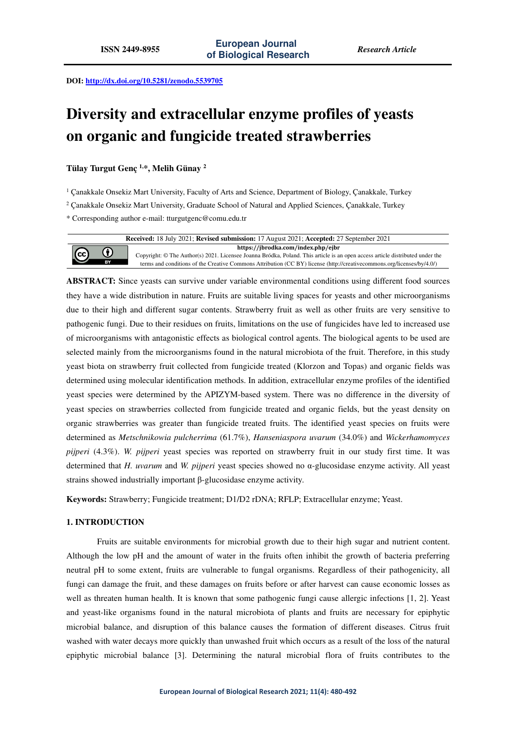DOI: http://dx.doi.org/10.5281/zenodo.5539705

# Diversity and extracellular enzyme profiles of yeasts on organic and fungicide treated strawberries

**Tülay Turgut Genç [1,*], Melih Günay [2]**

[1] Çanakkale Onsekiz Mart University, Faculty of Arts and Science, Department of Biology, Çanakkale, Turkey

[2] Çanakkale Onsekiz Mart University, Graduate School of Natural and Applied Sciences, Çanakkale, Turkey

* Corresponding author e-mail: tturgutgenc@comu.edu.tr

**Received:** 18 July 2021; **Revised submission:** 17 August 2021; **Accepted:** 27 September 2021

**https://jbrodka.com/index.php/ejbr**

Copyright: © The Author(s) 2021. Licensee Joanna Bródka, Poland. This article is an open access article distributed under the terms and conditions of the Creative Commons Attribution (CC BY) license (http://creativecommons.org/licenses/by/4.0/)

**ABSTRACT:** Since yeasts can survive under variable environmental conditions using different food sources they have a wide distribution in nature. Fruits are suitable living spaces for yeasts and other microorganisms due to their high and different sugar contents. Strawberry fruit as well as other fruits are very sensitive to pathogenic fungi. Due to their residues on fruits, limitations on the use of fungicides have led to increased use of microorganisms with antagonistic effects as biological control agents. The biological agents to be used are selected mainly from the microorganisms found in the natural microbiota of the fruit. Therefore, in this study yeast biota on strawberry fruit collected from fungicide treated (Klorzon and Topas) and organic fields was determined using molecular identification methods. In addition, extracellular enzyme profiles of the identified yeast species were determined by the APIZYM-based system. There was no difference in the diversity of yeast species on strawberries collected from fungicide treated and organic fields, but the yeast density on organic strawberries was greater than fungicide treated fruits. The identified yeast species on fruits were determined as *Metschnikowia pulcherrima* (61.7%), *Hanseniaspora uvarum* (34.0%) and *Wickerhamomyces pijperi* (4.3%). *W. pijperi* yeast species was reported on strawberry fruit in our study first time. It was determined that *H. uvarum* and *W. pijperi* yeast species showed no α-glucosidase enzyme activity. All yeast strains showed industrially important β-glucosidase enzyme activity.

**Keywords:** Strawberry; Fungicide treatment; D1/D2 rDNA; RFLP; Extracellular enzyme; Yeast.

## 1. INTRODUCTION

Fruits are suitable environments for microbial growth due to their high sugar and nutrient content. Although the low pH and the amount of water in the fruits often inhibit the growth of bacteria preferring neutral pH to some extent, fruits are vulnerable to fungal organisms. Regardless of their pathogenicity, all fungi can damage the fruit, and these damages on fruits before or after harvest can cause economic losses as well as threaten human health. It is known that some pathogenic fungi cause allergic infections [1, 2]. Yeast and yeast-like organisms found in the natural microbiota of plants and fruits are necessary for epiphytic microbial balance, and disruption of this balance causes the formation of different diseases. Citrus fruit washed with water decays more quickly than unwashed fruit which occurs as a result of the loss of the natural epiphytic microbial balance [3]. Determining the natural microbial flora of fruits contributes to the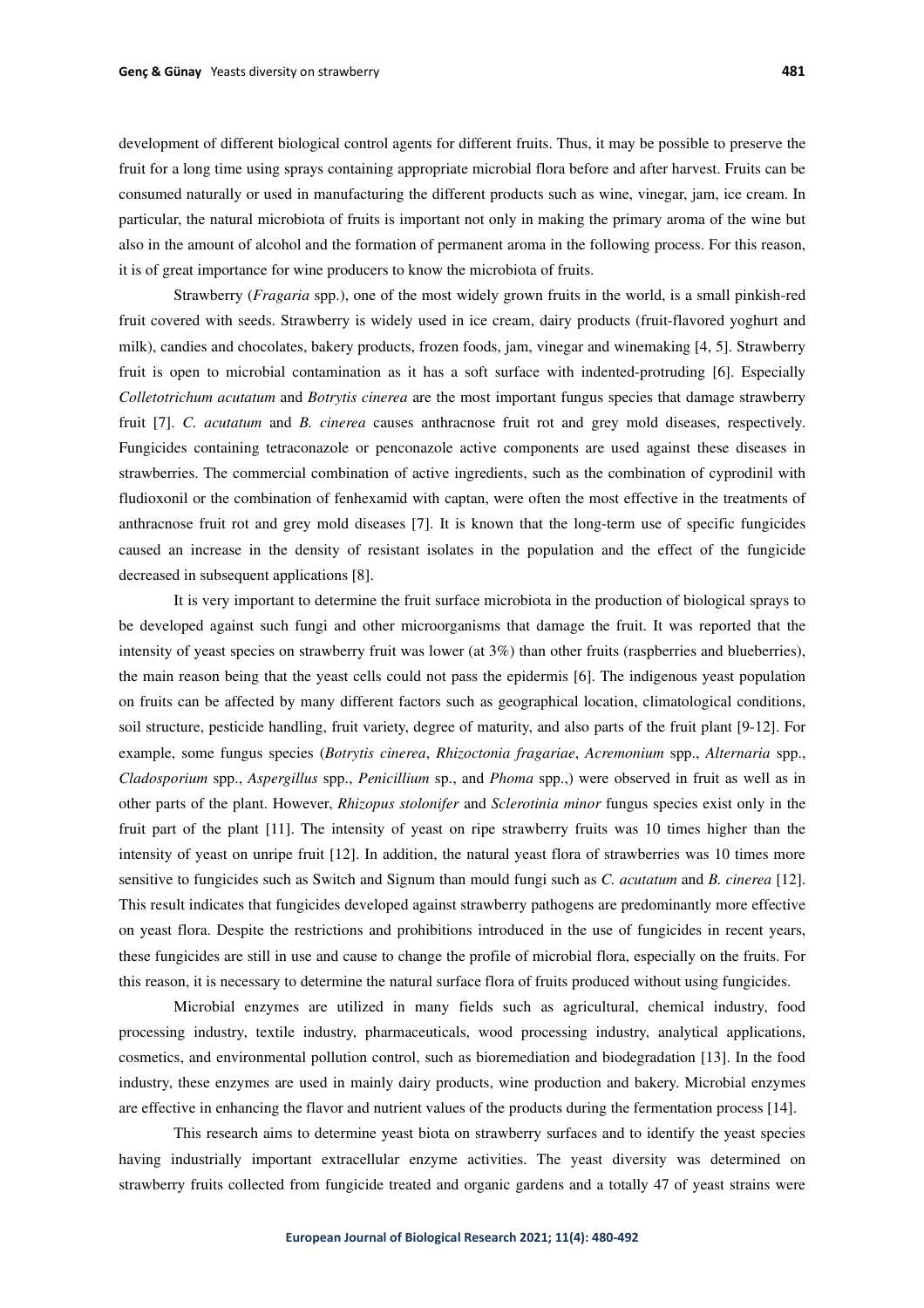development of different biological control agents for different fruits. Thus, it may be possible to preserve the fruit for a long time using sprays containing appropriate microbial flora before and after harvest. Fruits can be consumed naturally or used in manufacturing the different products such as wine, vinegar, jam, ice cream. In particular, the natural microbiota of fruits is important not only in making the primary aroma of the wine but also in the amount of alcohol and the formation of permanent aroma in the following process. For this reason, it is of great importance for wine producers to know the microbiota of fruits.

Strawberry (*Fragaria* spp.), one of the most widely grown fruits in the world, is a small pinkish-red fruit covered with seeds. Strawberry is widely used in ice cream, dairy products (fruit-flavored yoghurt and milk), candies and chocolates, bakery products, frozen foods, jam, vinegar and winemaking [4, 5]. Strawberry fruit is open to microbial contamination as it has a soft surface with indented-protruding [6]. Especially *Colletotrichum acutatum* and *Botrytis cinerea* are the most important fungus species that damage strawberry fruit [7]. *C. acutatum* and *B. cinerea* causes anthracnose fruit rot and grey mold diseases, respectively. Fungicides containing tetraconazole or penconazole active components are used against these diseases in strawberries. The commercial combination of active ingredients, such as the combination of cyprodinil with fludioxonil or the combination of fenhexamid with captan, were often the most effective in the treatments of anthracnose fruit rot and grey mold diseases [7]. It is known that the long-term use of specific fungicides caused an increase in the density of resistant isolates in the population and the effect of the fungicide decreased in subsequent applications [8].

It is very important to determine the fruit surface microbiota in the production of biological sprays to be developed against such fungi and other microorganisms that damage the fruit. It was reported that the intensity of yeast species on strawberry fruit was lower (at 3%) than other fruits (raspberries and blueberries), the main reason being that the yeast cells could not pass the epidermis [6]. The indigenous yeast population on fruits can be affected by many different factors such as geographical location, climatological conditions, soil structure, pesticide handling, fruit variety, degree of maturity, and also parts of the fruit plant [9-12]. For example, some fungus species (*Botrytis cinerea*, *Rhizoctonia fragariae*, *Acremonium* spp., *Alternaria* spp., *Cladosporium* spp., *Aspergillus* spp., *Penicillium* sp., and *Phoma* spp.,) were observed in fruit as well as in other parts of the plant. However, *Rhizopus stolonifer* and *Sclerotinia minor* fungus species exist only in the fruit part of the plant [11]. The intensity of yeast on ripe strawberry fruits was 10 times higher than the intensity of yeast on unripe fruit [12]. In addition, the natural yeast flora of strawberries was 10 times more sensitive to fungicides such as Switch and Signum than mould fungi such as *C. acutatum* and *B. cinerea* [12]. This result indicates that fungicides developed against strawberry pathogens are predominantly more effective on yeast flora. Despite the restrictions and prohibitions introduced in the use of fungicides in recent years, these fungicides are still in use and cause to change the profile of microbial flora, especially on the fruits. For this reason, it is necessary to determine the natural surface flora of fruits produced without using fungicides.

Microbial enzymes are utilized in many fields such as agricultural, chemical industry, food processing industry, textile industry, pharmaceuticals, wood processing industry, analytical applications, cosmetics, and environmental pollution control, such as bioremediation and biodegradation [13]. In the food industry, these enzymes are used in mainly dairy products, wine production and bakery. Microbial enzymes are effective in enhancing the flavor and nutrient values of the products during the fermentation process [14].

This research aims to determine yeast biota on strawberry surfaces and to identify the yeast species having industrially important extracellular enzyme activities. The yeast diversity was determined on strawberry fruits collected from fungicide treated and organic gardens and a totally 47 of yeast strains were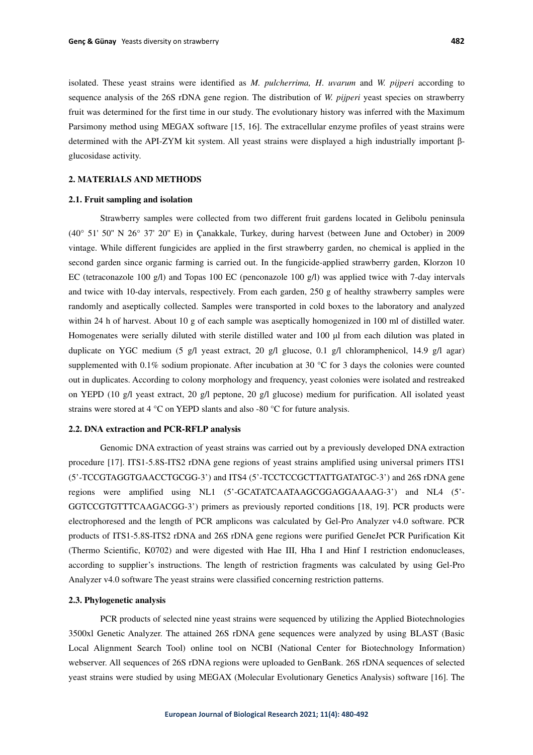isolated. These yeast strains were identified as *M. pulcherrima, H. uvarum* and *W. pijperi* according to sequence analysis of the 26S rDNA gene region. The distribution of *W. pijperi* yeast species on strawberry fruit was determined for the first time in our study. The evolutionary history was inferred with the Maximum Parsimony method using MEGAX software [15, 16]. The extracellular enzyme profiles of yeast strains were determined with the API-ZYM kit system. All yeast strains were displayed a high industrially important β-glucosidase activity.

## 2. MATERIALS AND METHODS

### 2.1. Fruit sampling and isolation

Strawberry samples were collected from two different fruit gardens located in Gelibolu peninsula (40° 51' 50" N 26° 37' 20" E) in Çanakkale, Turkey, during harvest (between June and October) in 2009 vintage. While different fungicides are applied in the first strawberry garden, no chemical is applied in the second garden since organic farming is carried out. In the fungicide-applied strawberry garden, Klorzon 10 EC (tetraconazole 100 g/l) and Topas 100 EC (penconazole 100 g/l) was applied twice with 7-day intervals and twice with 10-day intervals, respectively. From each garden, 250 g of healthy strawberry samples were randomly and aseptically collected. Samples were transported in cold boxes to the laboratory and analyzed within 24 h of harvest. About 10 g of each sample was aseptically homogenized in 100 ml of distilled water. Homogenates were serially diluted with sterile distilled water and 100 µl from each dilution was plated in duplicate on YGC medium (5 g/l yeast extract, 20 g/l glucose, 0.1 g/l chloramphenicol, 14.9 g/l agar) supplemented with 0.1% sodium propionate. After incubation at 30 °C for 3 days the colonies were counted out in duplicates. According to colony morphology and frequency, yeast colonies were isolated and restreaked on YEPD (10 g/l yeast extract, 20 g/l peptone, 20 g/l glucose) medium for purification. All isolated yeast strains were stored at 4 °C on YEPD slants and also -80 °C for future analysis.

### 2.2. DNA extraction and PCR-RFLP analysis

Genomic DNA extraction of yeast strains was carried out by a previously developed DNA extraction procedure [17]. ITS1-5.8S-ITS2 rDNA gene regions of yeast strains amplified using universal primers ITS1 (5'-TCCGTAGGTGAACCTGCGG-3') and ITS4 (5'-TCCTCCGCTTATTGATATGC-3') and 26S rDNA gene regions were amplified using NL1 (5'-GCATATCAATAAGCGGAGGAAAAG-3') and NL4 (5'-GGTCCGTGTTTCAAGACGG-3') primers as previously reported conditions [18, 19]. PCR products were electrophoresed and the length of PCR amplicons was calculated by Gel-Pro Analyzer v4.0 software. PCR products of ITS1-5.8S-ITS2 rDNA and 26S rDNA gene regions were purified GeneJet PCR Purification Kit (Thermo Scientific, K0702) and were digested with Hae III, Hha I and Hinf I restriction endonucleases, according to supplier's instructions. The length of restriction fragments was calculated by using Gel-Pro Analyzer v4.0 software The yeast strains were classified concerning restriction patterns.

### 2.3. Phylogenetic analysis

PCR products of selected nine yeast strains were sequenced by utilizing the Applied Biotechnologies 3500xl Genetic Analyzer. The attained 26S rDNA gene sequences were analyzed by using BLAST (Basic Local Alignment Search Tool) online tool on NCBI (National Center for Biotechnology Information) webserver. All sequences of 26S rDNA regions were uploaded to GenBank. 26S rDNA sequences of selected yeast strains were studied by using MEGAX (Molecular Evolutionary Genetics Analysis) software [16]. The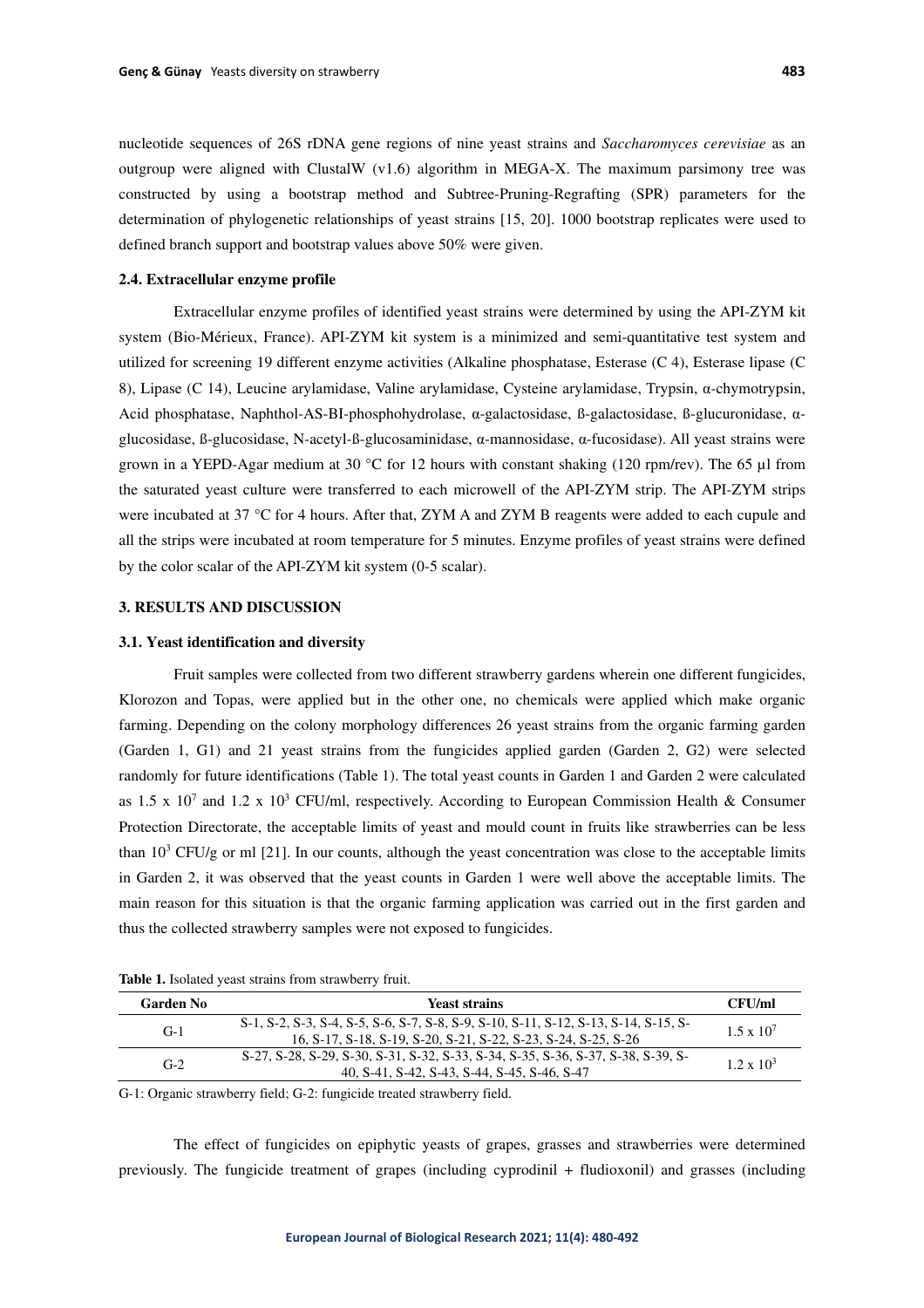nucleotide sequences of 26S rDNA gene regions of nine yeast strains and *Saccharomyces cerevisiae* as an outgroup were aligned with ClustalW (v1.6) algorithm in MEGA-X. The maximum parsimony tree was constructed by using a bootstrap method and Subtree-Pruning-Regrafting (SPR) parameters for the determination of phylogenetic relationships of yeast strains [15, 20]. 1000 bootstrap replicates were used to defined branch support and bootstrap values above 50% were given.

### 2.4. Extracellular enzyme profile

Extracellular enzyme profiles of identified yeast strains were determined by using the API-ZYM kit system (Bio-Mérieux, France). API-ZYM kit system is a minimized and semi-quantitative test system and utilized for screening 19 different enzyme activities (Alkaline phosphatase, Esterase (C 4), Esterase lipase (C 8), Lipase (C 14), Leucine arylamidase, Valine arylamidase, Cysteine arylamidase, Trypsin, α-chymotrypsin, Acid phosphatase, Naphthol-AS-BI-phosphohydrolase, α-galactosidase, ß-galactosidase, ß-glucuronidase, α-glucosidase, ß-glucosidase, N-acetyl-ß-glucosaminidase, α-mannosidase, α-fucosidase). All yeast strains were grown in a YEPD-Agar medium at 30 °C for 12 hours with constant shaking (120 rpm/rev). The 65 µl from the saturated yeast culture were transferred to each microwell of the API-ZYM strip. The API-ZYM strips were incubated at 37 °C for 4 hours. After that, ZYM A and ZYM B reagents were added to each cupule and all the strips were incubated at room temperature for 5 minutes. Enzyme profiles of yeast strains were defined by the color scalar of the API-ZYM kit system (0-5 scalar).

## 3. RESULTS AND DISCUSSION

### 3.1. Yeast identification and diversity

Fruit samples were collected from two different strawberry gardens wherein one different fungicides, Klorozon and Topas, were applied but in the other one, no chemicals were applied which make organic farming. Depending on the colony morphology differences 26 yeast strains from the organic farming garden (Garden 1, G1) and 21 yeast strains from the fungicides applied garden (Garden 2, G2) were selected randomly for future identifications (Table 1). The total yeast counts in Garden 1 and Garden 2 were calculated as $1.5 \times 10^7$ and $1.2 \times 10^3$ CFU/ml, respectively. According to European Commission Health & Consumer Protection Directorate, the acceptable limits of yeast and mould count in fruits like strawberries can be less than $10^3$ CFU/g or ml [21]. In our counts, although the yeast concentration was close to the acceptable limits in Garden 2, it was observed that the yeast counts in Garden 1 were well above the acceptable limits. The main reason for this situation is that the organic farming application was carried out in the first garden and thus the collected strawberry samples were not exposed to fungicides.

**Table 1.** Isolated yeast strains from strawberry fruit.

| Garden No | Yeast strains | CFU/ml |
|---|---|---|
| G-1 | S-1, S-2, S-3, S-4, S-5, S-6, S-7, S-8, S-9, S-10, S-11, S-12, S-13, S-14, S-15, S-16, S-17, S-18, S-19, S-20, S-21, S-22, S-23, S-24, S-25, S-26 | $1.5 \times 10^7$ |
| G-2 | S-27, S-28, S-29, S-30, S-31, S-32, S-33, S-34, S-35, S-36, S-37, S-38, S-39, S-40, S-41, S-42, S-43, S-44, S-45, S-46, S-47 | $1.2 \times 10^3$ |

G-1: Organic strawberry field; G-2: fungicide treated strawberry field.

The effect of fungicides on epiphytic yeasts of grapes, grasses and strawberries were determined previously. The fungicide treatment of grapes (including cyprodinil + fludioxonil) and grasses (including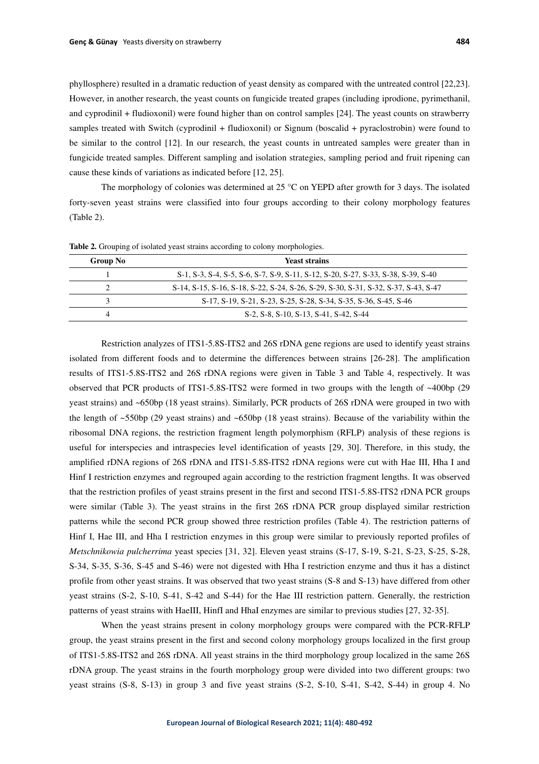phyllosphere) resulted in a dramatic reduction of yeast density as compared with the untreated control [22,23]. However, in another research, the yeast counts on fungicide treated grapes (including iprodione, pyrimethanil, and cyprodinil + fludioxonil) were found higher than on control samples [24]. The yeast counts on strawberry samples treated with Switch (cyprodinil + fludioxonil) or Signum (boscalid + pyraclostrobin) were found to be similar to the control [12]. In our research, the yeast counts in untreated samples were greater than in fungicide treated samples. Different sampling and isolation strategies, sampling period and fruit ripening can cause these kinds of variations as indicated before [12, 25].

The morphology of colonies was determined at 25 °C on YEPD after growth for 3 days. The isolated forty-seven yeast strains were classified into four groups according to their colony morphology features (Table 2).

**Table 2.** Grouping of isolated yeast strains according to colony morphologies.

| Group No | Yeast strains |
|---|---|
| 1 | S-1, S-3, S-4, S-5, S-6, S-7, S-9, S-11, S-12, S-20, S-27, S-33, S-38, S-39, S-40 |
| 2 | S-14, S-15, S-16, S-18, S-22, S-24, S-26, S-29, S-30, S-31, S-32, S-37, S-43, S-47 |
| 3 | S-17, S-19, S-21, S-23, S-25, S-28, S-34, S-35, S-36, S-45, S-46 |
| 4 | S-2, S-8, S-10, S-13, S-41, S-42, S-44 |

Restriction analyzes of ITS1-5.8S-ITS2 and 26S rDNA gene regions are used to identify yeast strains isolated from different foods and to determine the differences between strains [26-28]. The amplification results of ITS1-5.8S-ITS2 and 26S rDNA regions were given in Table 3 and Table 4, respectively. It was observed that PCR products of ITS1-5.8S-ITS2 were formed in two groups with the length of ~400bp (29 yeast strains) and ~650bp (18 yeast strains). Similarly, PCR products of 26S rDNA were grouped in two with the length of ~550bp (29 yeast strains) and ~650bp (18 yeast strains). Because of the variability within the ribosomal DNA regions, the restriction fragment length polymorphism (RFLP) analysis of these regions is useful for interspecies and intraspecies level identification of yeasts [29, 30]. Therefore, in this study, the amplified rDNA regions of 26S rDNA and ITS1-5.8S-ITS2 rDNA regions were cut with Hae III, Hha I and Hinf I restriction enzymes and regrouped again according to the restriction fragment lengths. It was observed that the restriction profiles of yeast strains present in the first and second ITS1-5.8S-ITS2 rDNA PCR groups were similar (Table 3). The yeast strains in the first 26S rDNA PCR group displayed similar restriction patterns while the second PCR group showed three restriction profiles (Table 4). The restriction patterns of Hinf I, Hae III, and Hha I restriction enzymes in this group were similar to previously reported profiles of *Metschnikowia pulcherrima* yeast species [31, 32]. Eleven yeast strains (S-17, S-19, S-21, S-23, S-25, S-28, S-34, S-35, S-36, S-45 and S-46) were not digested with Hha I restriction enzyme and thus it has a distinct profile from other yeast strains. It was observed that two yeast strains (S-8 and S-13) have differed from other yeast strains (S-2, S-10, S-41, S-42 and S-44) for the Hae III restriction pattern. Generally, the restriction patterns of yeast strains with HaeIII, HinfI and HhaI enzymes are similar to previous studies [27, 32-35].

When the yeast strains present in colony morphology groups were compared with the PCR-RFLP group, the yeast strains present in the first and second colony morphology groups localized in the first group of ITS1-5.8S-ITS2 and 26S rDNA. All yeast strains in the third morphology group localized in the same 26S rDNA group. The yeast strains in the fourth morphology group were divided into two different groups: two yeast strains (S-8, S-13) in group 3 and five yeast strains (S-2, S-10, S-41, S-42, S-44) in group 4. No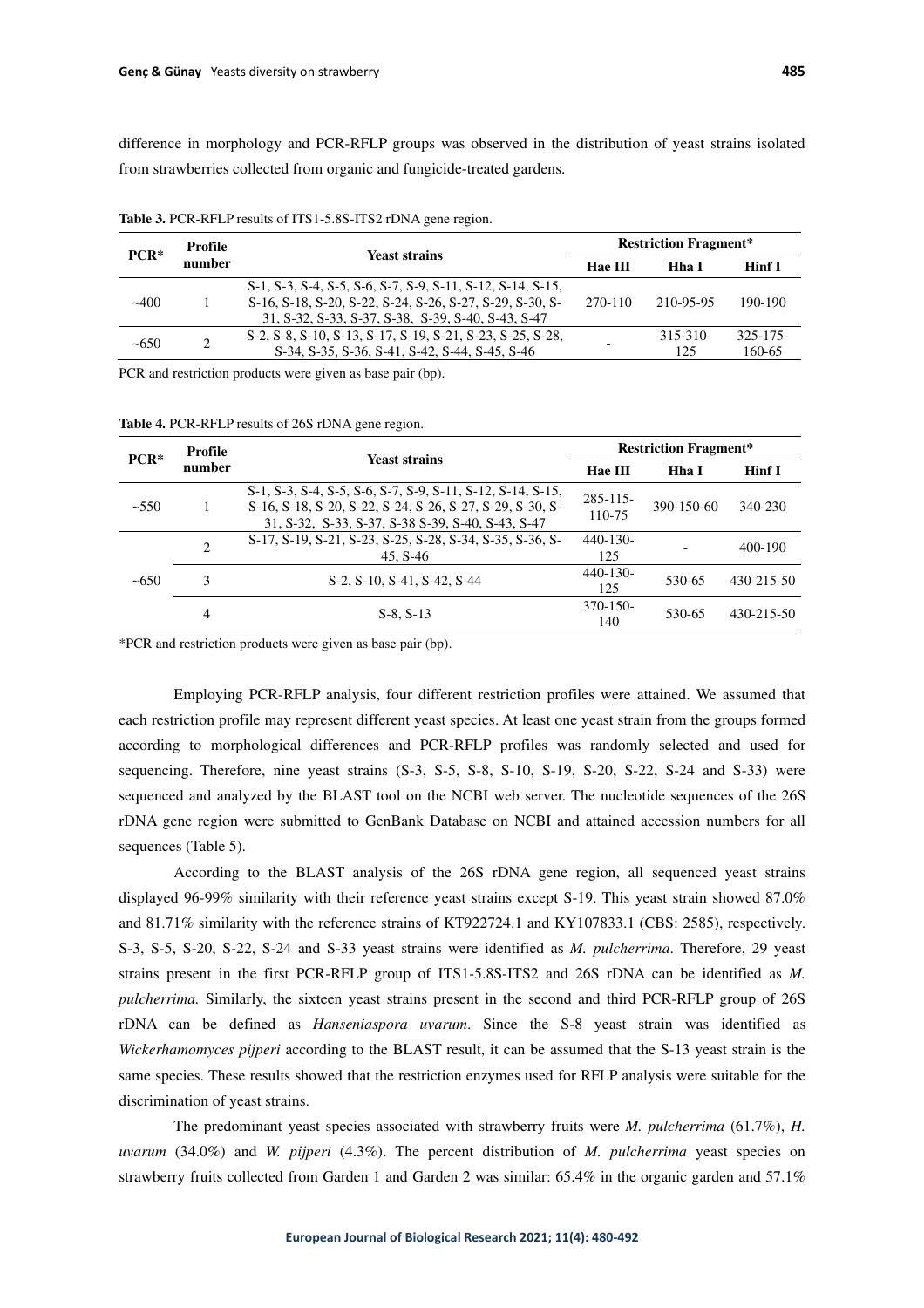difference in morphology and PCR-RFLP groups was observed in the distribution of yeast strains isolated from strawberries collected from organic and fungicide-treated gardens.

**Table 3.** PCR-RFLP results of ITS1-5.8S-ITS2 rDNA gene region.

| PCR* | Profile number | Yeast strains | Restriction Fragment* | | |
|---|---|---|---|---|---|
| | | | Hae III | Hha I | Hinf I |
| ~400 | 1 | S-1, S-3, S-4, S-5, S-6, S-7, S-9, S-11, S-12, S-14, S-15, S-16, S-18, S-20, S-22, S-24, S-26, S-27, S-29, S-30, S-31, S-32, S-33, S-37, S-38, S-39, S-40, S-43, S-47 | 270-110 | 210-95-95 | 190-190 |
| ~650 | 2 | S-2, S-8, S-10, S-13, S-17, S-19, S-21, S-23, S-25, S-28, S-34, S-35, S-36, S-41, S-42, S-44, S-45, S-46 | - | 315-310-125 | 325-175-160-65 |

PCR and restriction products were given as base pair (bp).

**Table 4.** PCR-RFLP results of 26S rDNA gene region.

| PCR* | Profile number | Yeast strains | Restriction Fragment* | | |
|---|---|---|---|---|---|
| | | | Hae III | Hha I | Hinf I |
| ~550 | 1 | S-1, S-3, S-4, S-5, S-6, S-7, S-9, S-11, S-12, S-14, S-15, S-16, S-18, S-20, S-22, S-24, S-26, S-27, S-29, S-30, S-31, S-32, S-33, S-37, S-38 S-39, S-40, S-43, S-47 | 285-115-110-75 | 390-150-60 | 340-230 |
| ~650 | 2 | S-17, S-19, S-21, S-23, S-25, S-28, S-34, S-35, S-36, S-45, S-46 | 440-130-125 | - | 400-190 |
| | 3 | S-2, S-10, S-41, S-42, S-44 | 440-130-125 | 530-65 | 430-215-50 |
| | 4 | S-8, S-13 | 370-150-140 | 530-65 | 430-215-50 |

*PCR and restriction products were given as base pair (bp).

Employing PCR-RFLP analysis, four different restriction profiles were attained. We assumed that each restriction profile may represent different yeast species. At least one yeast strain from the groups formed according to morphological differences and PCR-RFLP profiles was randomly selected and used for sequencing. Therefore, nine yeast strains (S-3, S-5, S-8, S-10, S-19, S-20, S-22, S-24 and S-33) were sequenced and analyzed by the BLAST tool on the NCBI web server. The nucleotide sequences of the 26S rDNA gene region were submitted to GenBank Database on NCBI and attained accession numbers for all sequences (Table 5).

According to the BLAST analysis of the 26S rDNA gene region, all sequenced yeast strains displayed 96-99% similarity with their reference yeast strains except S-19. This yeast strain showed 87.0% and 81.71% similarity with the reference strains of KT922724.1 and KY107833.1 (CBS: 2585), respectively. S-3, S-5, S-20, S-22, S-24 and S-33 yeast strains were identified as *M. pulcherrima*. Therefore, 29 yeast strains present in the first PCR-RFLP group of ITS1-5.8S-ITS2 and 26S rDNA can be identified as *M. pulcherrima.* Similarly, the sixteen yeast strains present in the second and third PCR-RFLP group of 26S rDNA can be defined as *Hanseniaspora uvarum*. Since the S-8 yeast strain was identified as *Wickerhamomyces pijperi* according to the BLAST result, it can be assumed that the S-13 yeast strain is the same species. These results showed that the restriction enzymes used for RFLP analysis were suitable for the discrimination of yeast strains.

The predominant yeast species associated with strawberry fruits were *M. pulcherrima* (61.7%), *H. uvarum* (34.0%) and *W. pijperi* (4.3%). The percent distribution of *M. pulcherrima* yeast species on strawberry fruits collected from Garden 1 and Garden 2 was similar: 65.4% in the organic garden and 57.1%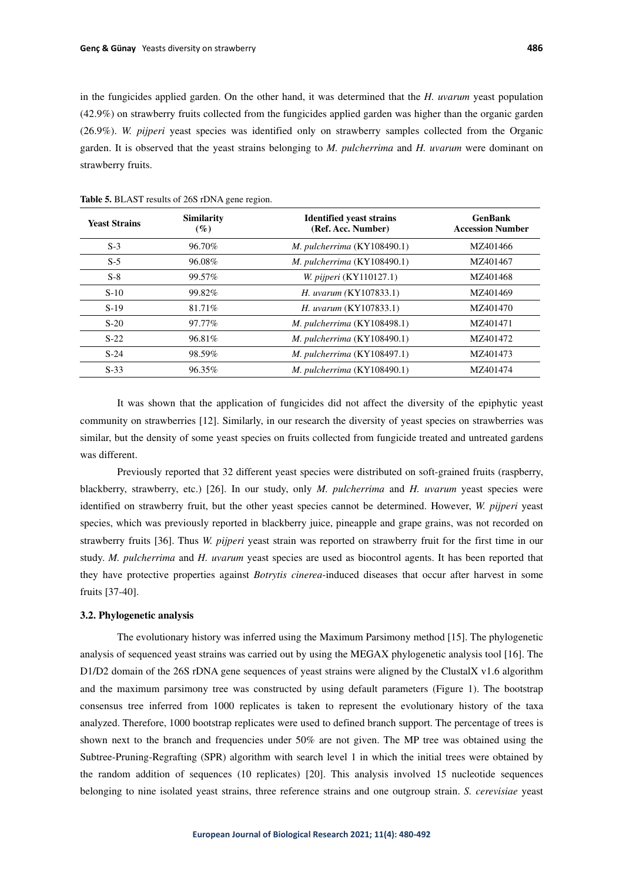in the fungicides applied garden. On the other hand, it was determined that the *H. uvarum* yeast population (42.9%) on strawberry fruits collected from the fungicides applied garden was higher than the organic garden (26.9%). *W. pijperi* yeast species was identified only on strawberry samples collected from the Organic garden. It is observed that the yeast strains belonging to *M. pulcherrima* and *H. uvarum* were dominant on strawberry fruits.

**Table 5.** BLAST results of 26S rDNA gene region.

| Yeast Strains | Similarity (%) | Identified yeast strains (Ref. Acc. Number) | GenBank Accession Number |
|---|---|---|---|
| S-3 | 96.70% | *M. pulcherrima* (KY108490.1) | MZ401466 |
| S-5 | 96.08% | *M. pulcherrima* (KY108490.1) | MZ401467 |
| S-8 | 99.57% | *W. pijperi* (KY110127.1) | MZ401468 |
| S-10 | 99.82% | *H. uvarum* (KY107833.1) | MZ401469 |
| S-19 | 81.71% | *H. uvarum* (KY107833.1) | MZ401470 |
| S-20 | 97.77% | *M. pulcherrima* (KY108498.1) | MZ401471 |
| S-22 | 96.81% | *M. pulcherrima* (KY108490.1) | MZ401472 |
| S-24 | 98.59% | *M. pulcherrima* (KY108497.1) | MZ401473 |
| S-33 | 96.35% | *M. pulcherrima* (KY108490.1) | MZ401474 |

It was shown that the application of fungicides did not affect the diversity of the epiphytic yeast community on strawberries [12]. Similarly, in our research the diversity of yeast species on strawberries was similar, but the density of some yeast species on fruits collected from fungicide treated and untreated gardens was different.

Previously reported that 32 different yeast species were distributed on soft-grained fruits (raspberry, blackberry, strawberry, etc.) [26]. In our study, only *M. pulcherrima* and *H. uvarum* yeast species were identified on strawberry fruit, but the other yeast species cannot be determined. However, *W. pijperi* yeast species, which was previously reported in blackberry juice, pineapple and grape grains, was not recorded on strawberry fruits [36]. Thus *W. pijperi* yeast strain was reported on strawberry fruit for the first time in our study. *M. pulcherrima* and *H. uvarum* yeast species are used as biocontrol agents. It has been reported that they have protective properties against *Botrytis cinerea*-induced diseases that occur after harvest in some fruits [37-40].

### 3.2. Phylogenetic analysis

The evolutionary history was inferred using the Maximum Parsimony method [15]. The phylogenetic analysis of sequenced yeast strains was carried out by using the MEGAX phylogenetic analysis tool [16]. The D1/D2 domain of the 26S rDNA gene sequences of yeast strains were aligned by the ClustalX v1.6 algorithm and the maximum parsimony tree was constructed by using default parameters (Figure 1). The bootstrap consensus tree inferred from 1000 replicates is taken to represent the evolutionary history of the taxa analyzed. Therefore, 1000 bootstrap replicates were used to defined branch support. The percentage of trees is shown next to the branch and frequencies under 50% are not given. The MP tree was obtained using the Subtree-Pruning-Regrafting (SPR) algorithm with search level 1 in which the initial trees were obtained by the random addition of sequences (10 replicates) [20]. This analysis involved 15 nucleotide sequences belonging to nine isolated yeast strains, three reference strains and one outgroup strain. *S. cerevisiae* yeast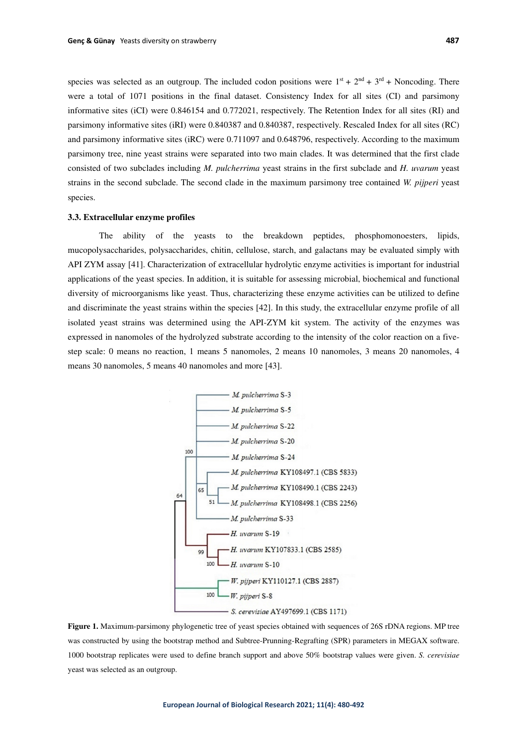species was selected as an outgroup. The included codon positions were 1st + 2nd + 3rd + Noncoding. There were a total of 1071 positions in the final dataset. Consistency Index for all sites (CI) and parsimony informative sites (iCI) were 0.846154 and 0.772021, respectively. The Retention Index for all sites (RI) and parsimony informative sites (iRI) were 0.840387 and 0.840387, respectively. Rescaled Index for all sites (RC) and parsimony informative sites (iRC) were 0.711097 and 0.648796, respectively. According to the maximum parsimony tree, nine yeast strains were separated into two main clades. It was determined that the first clade consisted of two subclades including *M. pulcherrima* yeast strains in the first subclade and *H. uvarum* yeast strains in the second subclade. The second clade in the maximum parsimony tree contained *W. pijperi* yeast species.

### 3.3. Extracellular enzyme profiles

The ability of the yeasts to the breakdown peptides, phosphomonoesters, lipids, mucopolysaccharides, polysaccharides, chitin, cellulose, starch, and galactans may be evaluated simply with API ZYM assay [41]. Characterization of extracellular hydrolytic enzyme activities is important for industrial applications of the yeast species. In addition, it is suitable for assessing microbial, biochemical and functional diversity of microorganisms like yeast. Thus, characterizing these enzyme activities can be utilized to define and discriminate the yeast strains within the species [42]. In this study, the extracellular enzyme profile of all isolated yeast strains was determined using the API-ZYM kit system. The activity of the enzymes was expressed in nanomoles of the hydrolyzed substrate according to the intensity of the color reaction on a five-step scale: 0 means no reaction, 1 means 5 nanomoles, 2 means 10 nanomoles, 3 means 20 nanomoles, 4 means 30 nanomoles, 5 means 40 nanomoles and more [43].

**Figure 1.** Maximum-parsimony phylogenetic tree of yeast species obtained with sequences of 26S rDNA regions. MP tree was constructed by using the bootstrap method and Subtree-Prunning-Regrafting (SPR) parameters in MEGAX software. 1000 bootstrap replicates were used to define branch support and above 50% bootstrap values were given. *S. cerevisiae* yeast was selected as an outgroup.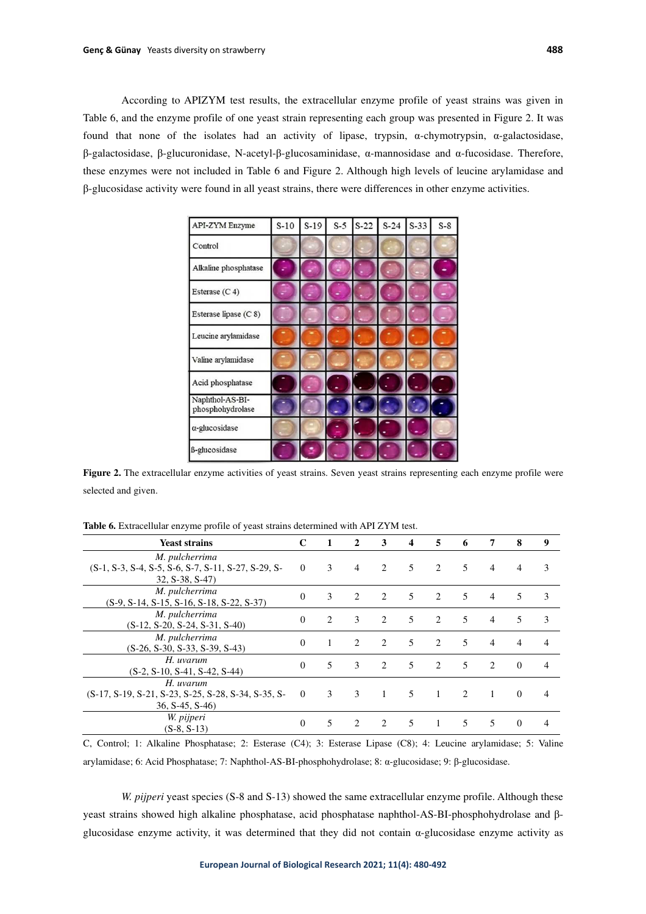According to APIZYM test results, the extracellular enzyme profile of yeast strains was given in Table 6, and the enzyme profile of one yeast strain representing each group was presented in Figure 2. It was found that none of the isolates had an activity of lipase, trypsin, α-chymotrypsin, α-galactosidase, β-galactosidase, β-glucuronidase, N-acetyl-β-glucosaminidase, α-mannosidase and α-fucosidase. Therefore, these enzymes were not included in Table 6 and Figure 2. Although high levels of leucine arylamidase and β-glucosidase activity were found in all yeast strains, there were differences in other enzyme activities.

**Figure 2.** The extracellular enzyme activities of yeast strains. Seven yeast strains representing each enzyme profile were selected and given.

**Table 6.** Extracellular enzyme profile of yeast strains determined with API ZYM test.

| Yeast strains | C | 1 | 2 | 3 | 4 | 5 | 6 | 7 | 8 | 9 |
|---|---|---|---|---|---|---|---|---|---|---|
| *M. pulcherrima* (S-1, S-3, S-4, S-5, S-6, S-7, S-11, S-27, S-29, S-32, S-38, S-47) | 0 | 3 | 4 | 2 | 5 | 2 | 5 | 4 | 4 | 3 |
| *M. pulcherrima* (S-9, S-14, S-15, S-16, S-18, S-22, S-37) | 0 | 3 | 2 | 2 | 5 | 2 | 5 | 4 | 5 | 3 |
| *M. pulcherrima* (S-12, S-20, S-24, S-31, S-40) | 0 | 2 | 3 | 2 | 5 | 2 | 5 | 4 | 5 | 3 |
| *M. pulcherrima* (S-26, S-30, S-33, S-39, S-43) | 0 | 1 | 2 | 2 | 5 | 2 | 5 | 4 | 4 | 4 |
| *H. uvarum* (S-2, S-10, S-41, S-42, S-44) | 0 | 5 | 3 | 2 | 5 | 2 | 5 | 2 | 0 | 4 |
| *H. uvarum* (S-17, S-19, S-21, S-23, S-25, S-28, S-34, S-35, S-36, S-45, S-46) | 0 | 3 | 3 | 1 | 5 | 1 | 2 | 1 | 0 | 4 |
| *W. pijperi* (S-8, S-13) | 0 | 5 | 2 | 2 | 5 | 1 | 5 | 5 | 0 | 4 |

C, Control; 1: Alkaline Phosphatase; 2: Esterase (C4); 3: Esterase Lipase (C8); 4: Leucine arylamidase; 5: Valine arylamidase; 6: Acid Phosphatase; 7: Naphthol-AS-BI-phosphohydrolase; 8: α-glucosidase; 9: β-glucosidase.

*W. pijperi* yeast species (S-8 and S-13) showed the same extracellular enzyme profile. Although these yeast strains showed high alkaline phosphatase, acid phosphatase naphthol-AS-BI-phosphohydrolase and β-glucosidase enzyme activity, it was determined that they did not contain α-glucosidase enzyme activity as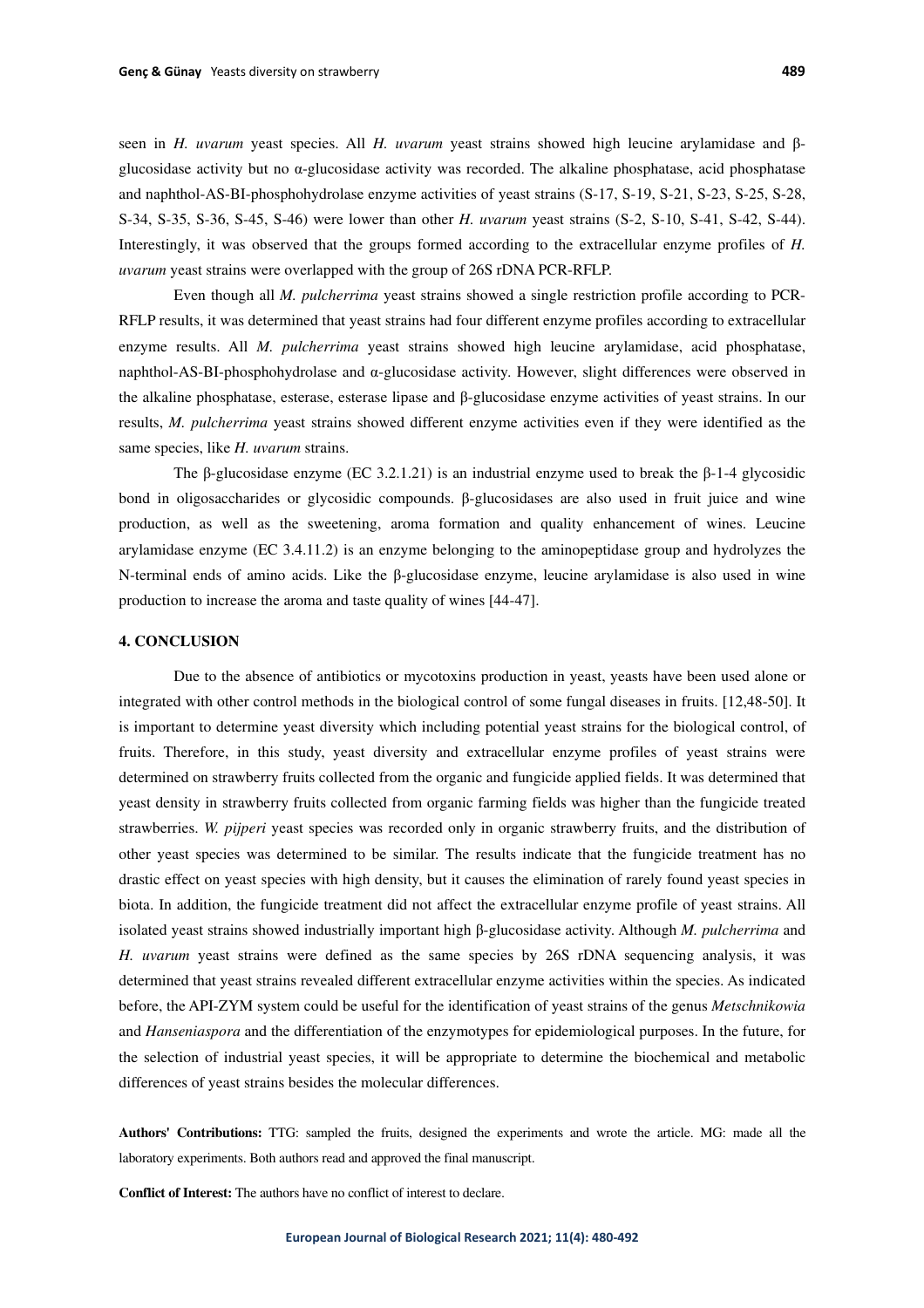seen in *H. uvarum* yeast species. All *H. uvarum* yeast strains showed high leucine arylamidase and β-glucosidase activity but no α-glucosidase activity was recorded. The alkaline phosphatase, acid phosphatase and naphthol-AS-BI-phosphohydrolase enzyme activities of yeast strains (S-17, S-19, S-21, S-23, S-25, S-28, S-34, S-35, S-36, S-45, S-46) were lower than other *H. uvarum* yeast strains (S-2, S-10, S-41, S-42, S-44). Interestingly, it was observed that the groups formed according to the extracellular enzyme profiles of *H. uvarum* yeast strains were overlapped with the group of 26S rDNA PCR-RFLP.

Even though all *M. pulcherrima* yeast strains showed a single restriction profile according to PCR-RFLP results, it was determined that yeast strains had four different enzyme profiles according to extracellular enzyme results. All *M. pulcherrima* yeast strains showed high leucine arylamidase, acid phosphatase, naphthol-AS-BI-phosphohydrolase and α-glucosidase activity. However, slight differences were observed in the alkaline phosphatase, esterase, esterase lipase and β-glucosidase enzyme activities of yeast strains. In our results, *M. pulcherrima* yeast strains showed different enzyme activities even if they were identified as the same species, like *H. uvarum* strains.

The β-glucosidase enzyme (EC 3.2.1.21) is an industrial enzyme used to break the β-1-4 glycosidic bond in oligosaccharides or glycosidic compounds. β-glucosidases are also used in fruit juice and wine production, as well as the sweetening, aroma formation and quality enhancement of wines. Leucine arylamidase enzyme (EC 3.4.11.2) is an enzyme belonging to the aminopeptidase group and hydrolyzes the N-terminal ends of amino acids. Like the β-glucosidase enzyme, leucine arylamidase is also used in wine production to increase the aroma and taste quality of wines [44-47].

## 4. CONCLUSION

Due to the absence of antibiotics or mycotoxins production in yeast, yeasts have been used alone or integrated with other control methods in the biological control of some fungal diseases in fruits. [12,48-50]. It is important to determine yeast diversity which including potential yeast strains for the biological control, of fruits. Therefore, in this study, yeast diversity and extracellular enzyme profiles of yeast strains were determined on strawberry fruits collected from the organic and fungicide applied fields. It was determined that yeast density in strawberry fruits collected from organic farming fields was higher than the fungicide treated strawberries. *W. pijperi* yeast species was recorded only in organic strawberry fruits, and the distribution of other yeast species was determined to be similar. The results indicate that the fungicide treatment has no drastic effect on yeast species with high density, but it causes the elimination of rarely found yeast species in biota. In addition, the fungicide treatment did not affect the extracellular enzyme profile of yeast strains. All isolated yeast strains showed industrially important high β-glucosidase activity. Although *M. pulcherrima* and *H. uvarum* yeast strains were defined as the same species by 26S rDNA sequencing analysis, it was determined that yeast strains revealed different extracellular enzyme activities within the species. As indicated before, the API-ZYM system could be useful for the identification of yeast strains of the genus *Metschnikowia* and *Hanseniaspora* and the differentiation of the enzymotypes for epidemiological purposes. In the future, for the selection of industrial yeast species, it will be appropriate to determine the biochemical and metabolic differences of yeast strains besides the molecular differences.

**Authors' Contributions:** TTG: sampled the fruits, designed the experiments and wrote the article. MG: made all the laboratory experiments. Both authors read and approved the final manuscript.

**Conflict of Interest:** The authors have no conflict of interest to declare.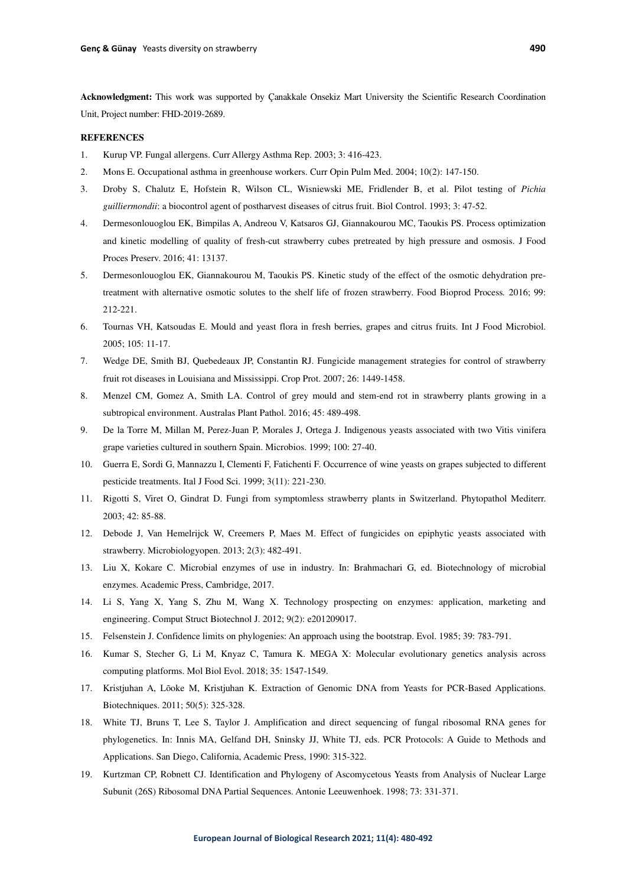**Acknowledgment:** This work was supported by Çanakkale Onsekiz Mart University the Scientific Research Coordination Unit, Project number: FHD-2019-2689.

**REFERENCES**

1. Kurup VP. Fungal allergens. Curr Allergy Asthma Rep. 2003; 3: 416-423.
2. Mons E. Occupational asthma in greenhouse workers. Curr Opin Pulm Med. 2004; 10(2): 147-150.
3. Droby S, Chalutz E, Hofstein R, Wilson CL, Wisniewski ME, Fridlender B, et al. Pilot testing of *Pichia guilliermondii*: a biocontrol agent of postharvest diseases of citrus fruit. Biol Control. 1993; 3: 47-52.
4. Dermesonlouoglou EK, Bimpilas A, Andreou V, Katsaros GJ, Giannakourou MC, Taoukis PS. Process optimization and kinetic modelling of quality of fresh-cut strawberry cubes pretreated by high pressure and osmosis. J Food Proces Preserv. 2016; 41: 13137.
5. Dermesonlouoglou EK, Giannakourou M, Taoukis PS. Kinetic study of the effect of the osmotic dehydration pre-treatment with alternative osmotic solutes to the shelf life of frozen strawberry. Food Bioprod Process. 2016; 99: 212-221.
6. Tournas VH, Katsoudas E. Mould and yeast flora in fresh berries, grapes and citrus fruits. Int J Food Microbiol. 2005; 105: 11-17.
7. Wedge DE, Smith BJ, Quebedeaux JP, Constantin RJ. Fungicide management strategies for control of strawberry fruit rot diseases in Louisiana and Mississippi. Crop Prot. 2007; 26: 1449-1458.
8. Menzel CM, Gomez A, Smith LA. Control of grey mould and stem-end rot in strawberry plants growing in a subtropical environment. Australas Plant Pathol. 2016; 45: 489-498.
9. De la Torre M, Millan M, Perez-Juan P, Morales J, Ortega J. Indigenous yeasts associated with two Vitis vinifera grape varieties cultured in southern Spain. Microbios. 1999; 100: 27-40.
10. Guerra E, Sordi G, Mannazzu I, Clementi F, Fatichenti F. Occurrence of wine yeasts on grapes subjected to different pesticide treatments. Ital J Food Sci. 1999; 3(11): 221-230.
11. Rigotti S, Viret O, Gindrat D. Fungi from symptomless strawberry plants in Switzerland. Phytopathol Mediterr. 2003; 42: 85-88.
12. Debode J, Van Hemelrijck W, Creemers P, Maes M. Effect of fungicides on epiphytic yeasts associated with strawberry. Microbiologyopen. 2013; 2(3): 482-491.
13. Liu X, Kokare C. Microbial enzymes of use in industry. In: Brahmachari G, ed. Biotechnology of microbial enzymes. Academic Press, Cambridge, 2017.
14. Li S, Yang X, Yang S, Zhu M, Wang X. Technology prospecting on enzymes: application, marketing and engineering. Comput Struct Biotechnol J. 2012; 9(2): e201209017.
15. Felsenstein J. Confidence limits on phylogenies: An approach using the bootstrap. Evol. 1985; 39: 783-791.
16. Kumar S, Stecher G, Li M, Knyaz C, Tamura K. MEGA X: Molecular evolutionary genetics analysis across computing platforms. Mol Biol Evol. 2018; 35: 1547-1549.
17. Kristjuhan A, Lõoke M, Kristjuhan K. Extraction of Genomic DNA from Yeasts for PCR-Based Applications. Biotechniques. 2011; 50(5): 325-328.
18. White TJ, Bruns T, Lee S, Taylor J. Amplification and direct sequencing of fungal ribosomal RNA genes for phylogenetics. In: Innis MA, Gelfand DH, Sninsky JJ, White TJ, eds. PCR Protocols: A Guide to Methods and Applications. San Diego, California, Academic Press, 1990: 315-322.
19. Kurtzman CP, Robnett CJ. Identification and Phylogeny of Ascomycetous Yeasts from Analysis of Nuclear Large Subunit (26S) Ribosomal DNA Partial Sequences. Antonie Leeuwenhoek. 1998; 73: 331-371.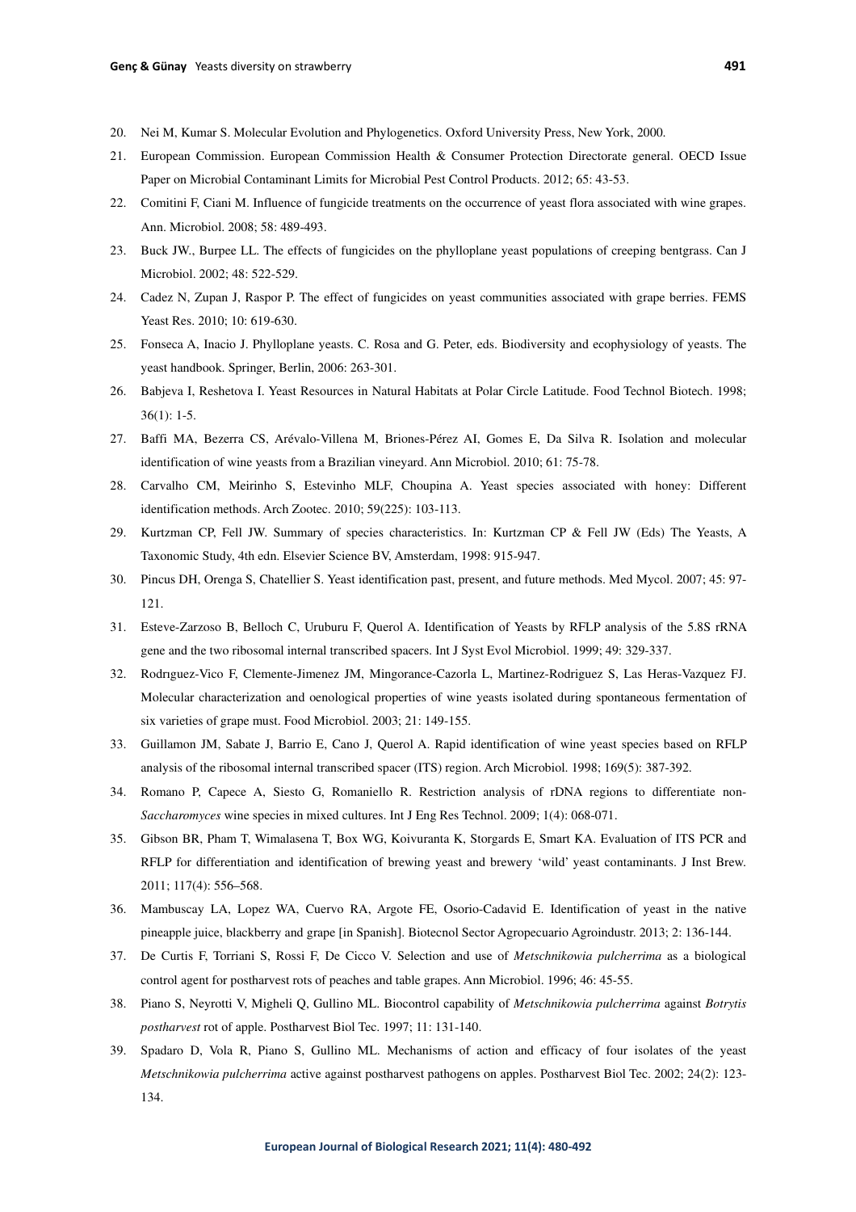20. Nei M, Kumar S. Molecular Evolution and Phylogenetics. Oxford University Press, New York, 2000.
21. European Commission. European Commission Health & Consumer Protection Directorate general. OECD Issue Paper on Microbial Contaminant Limits for Microbial Pest Control Products. 2012; 65: 43-53.
22. Comitini F, Ciani M. Influence of fungicide treatments on the occurrence of yeast flora associated with wine grapes. Ann. Microbiol. 2008; 58: 489-493.
23. Buck JW., Burpee LL. The effects of fungicides on the phylloplane yeast populations of creeping bentgrass. Can J Microbiol. 2002; 48: 522-529.
24. Cadez N, Zupan J, Raspor P. The effect of fungicides on yeast communities associated with grape berries. FEMS Yeast Res. 2010; 10: 619-630.
25. Fonseca A, Inacio J. Phylloplane yeasts. C. Rosa and G. Peter, eds. Biodiversity and ecophysiology of yeasts. The yeast handbook. Springer, Berlin, 2006: 263-301.
26. Babjeva I, Reshetova I. Yeast Resources in Natural Habitats at Polar Circle Latitude. Food Technol Biotech. 1998; 36(1): 1-5.
27. Baffi MA, Bezerra CS, Arévalo-Villena M, Briones-Pérez AI, Gomes E, Da Silva R. Isolation and molecular identification of wine yeasts from a Brazilian vineyard. Ann Microbiol. 2010; 61: 75-78.
28. Carvalho CM, Meirinho S, Estevinho MLF, Choupina A. Yeast species associated with honey: Different identification methods. Arch Zootec. 2010; 59(225): 103-113.
29. Kurtzman CP, Fell JW. Summary of species characteristics. In: Kurtzman CP & Fell JW (Eds) The Yeasts, A Taxonomic Study, 4th edn. Elsevier Science BV, Amsterdam, 1998: 915-947.
30. Pincus DH, Orenga S, Chatellier S. Yeast identification past, present, and future methods. Med Mycol. 2007; 45: 97-121.
31. Esteve-Zarzoso B, Belloch C, Uruburu F, Querol A. Identification of Yeasts by RFLP analysis of the 5.8S rRNA gene and the two ribosomal internal transcribed spacers. Int J Syst Evol Microbiol. 1999; 49: 329-337.
32. Rodrıguez-Vico F, Clemente-Jimenez JM, Mingorance-Cazorla L, Martinez-Rodriguez S, Las Heras-Vazquez FJ. Molecular characterization and oenological properties of wine yeasts isolated during spontaneous fermentation of six varieties of grape must. Food Microbiol. 2003; 21: 149-155.
33. Guillamon JM, Sabate J, Barrio E, Cano J, Querol A. Rapid identification of wine yeast species based on RFLP analysis of the ribosomal internal transcribed spacer (ITS) region. Arch Microbiol. 1998; 169(5): 387-392.
34. Romano P, Capece A, Siesto G, Romaniello R. Restriction analysis of rDNA regions to differentiate non-*Saccharomyces* wine species in mixed cultures. Int J Eng Res Technol. 2009; 1(4): 068-071.
35. Gibson BR, Pham T, Wimalasena T, Box WG, Koivuranta K, Storgards E, Smart KA. Evaluation of ITS PCR and RFLP for differentiation and identification of brewing yeast and brewery 'wild' yeast contaminants. J Inst Brew. 2011; 117(4): 556–568.
36. Mambuscay LA, Lopez WA, Cuervo RA, Argote FE, Osorio-Cadavid E. Identification of yeast in the native pineapple juice, blackberry and grape [in Spanish]. Biotecnol Sector Agropecuario Agroindustr. 2013; 2: 136-144.
37. De Curtis F, Torriani S, Rossi F, De Cicco V. Selection and use of *Metschnikowia pulcherrima* as a biological control agent for postharvest rots of peaches and table grapes. Ann Microbiol. 1996; 46: 45-55.
38. Piano S, Neyrotti V, Migheli Q, Gullino ML. Biocontrol capability of *Metschnikowia pulcherrima* against *Botrytis postharvest* rot of apple. Postharvest Biol Tec. 1997; 11: 131-140.
39. Spadaro D, Vola R, Piano S, Gullino ML. Mechanisms of action and efficacy of four isolates of the yeast *Metschnikowia pulcherrima* active against postharvest pathogens on apples. Postharvest Biol Tec. 2002; 24(2): 123-134.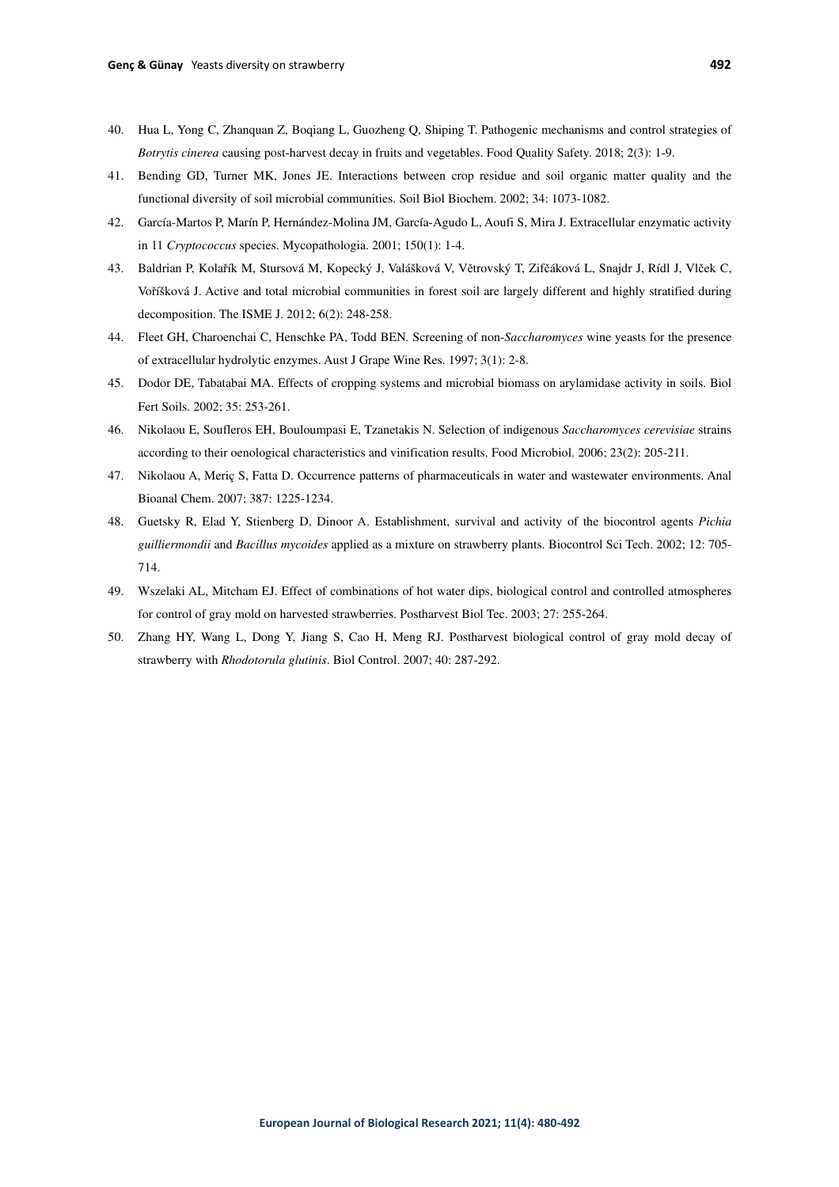40. Hua L, Yong C, Zhanquan Z, Boqiang L, Guozheng Q, Shiping T. Pathogenic mechanisms and control strategies of *Botrytis cinerea* causing post-harvest decay in fruits and vegetables. Food Quality Safety. 2018; 2(3): 1-9.
41. Bending GD, Turner MK, Jones JE. Interactions between crop residue and soil organic matter quality and the functional diversity of soil microbial communities. Soil Biol Biochem. 2002; 34: 1073-1082.
42. García-Martos P, Marín P, Hernández-Molina JM, García-Agudo L, Aoufi S, Mira J. Extracellular enzymatic activity in 11 *Cryptococcus* species. Mycopathologia. 2001; 150(1): 1-4.
43. Baldrian P, Kolařík M, Stursová M, Kopecký J, Valášková V, Větrovský T, Zifčáková L, Snajdr J, Rídl J, Vlček C, Voříšková J. Active and total microbial communities in forest soil are largely different and highly stratified during decomposition. The ISME J. 2012; 6(2): 248-258.
44. Fleet GH, Charoenchai C, Henschke PA, Todd BEN. Screening of non-*Saccharomyces* wine yeasts for the presence of extracellular hydrolytic enzymes. Aust J Grape Wine Res. 1997; 3(1): 2-8.
45. Dodor DE, Tabatabai MA. Effects of cropping systems and microbial biomass on arylamidase activity in soils. Biol Fert Soils. 2002; 35: 253-261.
46. Nikolaou E, Soufleros EH, Bouloumpasi E, Tzanetakis N. Selection of indigenous *Saccharomyces cerevisiae* strains according to their oenological characteristics and vinification results. Food Microbiol. 2006; 23(2): 205-211.
47. Nikolaou A, Meriç S, Fatta D. Occurrence patterns of pharmaceuticals in water and wastewater environments. Anal Bioanal Chem. 2007; 387: 1225-1234.
48. Guetsky R, Elad Y, Stienberg D, Dinoor A. Establishment, survival and activity of the biocontrol agents *Pichia guilliermondii* and *Bacillus mycoides* applied as a mixture on strawberry plants. Biocontrol Sci Tech. 2002; 12: 705-714.
49. Wszelaki AL, Mitcham EJ. Effect of combinations of hot water dips, biological control and controlled atmospheres for control of gray mold on harvested strawberries. Postharvest Biol Tec. 2003; 27: 255-264.
50. Zhang HY, Wang L, Dong Y, Jiang S, Cao H, Meng RJ. Postharvest biological control of gray mold decay of strawberry with *Rhodotorula glutinis*. Biol Control. 2007; 40: 287-292.